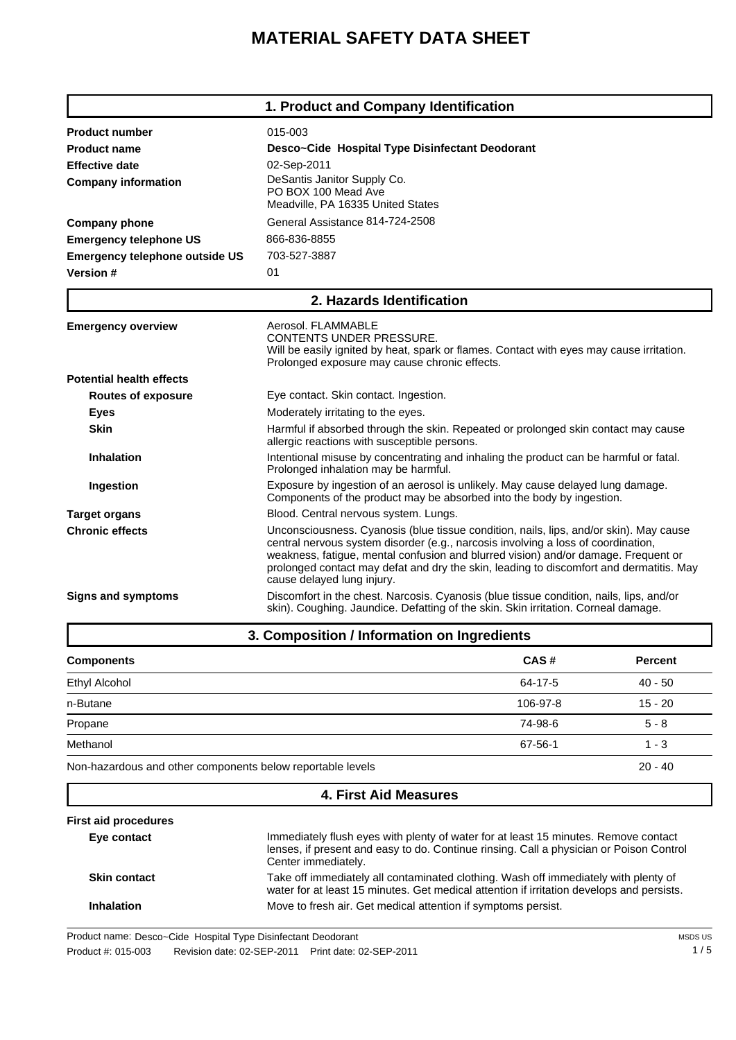# MATERIAL SAFETY DATA SHEET

## 1. Product and Company Identification

| | |
|---|---|
| **Product number** | 015-003 |
| **Product name** | **Desco~Cide Hospital Type Disinfectant Deodorant** |
| **Effective date** | 02-Sep-2011 |
| **Company information** | DeSantis Janitor Supply Co.<br>PO BOX 100 Mead Ave<br>Meadville, PA 16335 United States |
| **Company phone** | General Assistance 814-724-2508 |
| **Emergency telephone US** | 866-836-8855 |
| **Emergency telephone outside US** | 703-527-3887 |
| **Version #** | 01 |

## 2. Hazards Identification

**Emergency overview**

Aerosol. FLAMMABLE
CONTENTS UNDER PRESSURE.
Will be easily ignited by heat, spark or flames. Contact with eyes may cause irritation. Prolonged exposure may cause chronic effects.

**Potential health effects**

- **Routes of exposure**: Eye contact. Skin contact. Ingestion.
- **Eyes**: Moderately irritating to the eyes.
- **Skin**: Harmful if absorbed through the skin. Repeated or prolonged skin contact may cause allergic reactions with susceptible persons.
- **Inhalation**: Intentional misuse by concentrating and inhaling the product can be harmful or fatal. Prolonged inhalation may be harmful.
- **Ingestion**: Exposure by ingestion of an aerosol is unlikely. May cause delayed lung damage. Components of the product may be absorbed into the body by ingestion.

**Target organs**: Blood. Central nervous system. Lungs.

**Chronic effects**: Unconsciousness. Cyanosis (blue tissue condition, nails, lips, and/or skin). May cause central nervous system disorder (e.g., narcosis involving a loss of coordination, weakness, fatigue, mental confusion and blurred vision) and/or damage. Frequent or prolonged contact may defat and dry the skin, leading to discomfort and dermatitis. May cause delayed lung injury.

**Signs and symptoms**: Discomfort in the chest. Narcosis. Cyanosis (blue tissue condition, nails, lips, and/or skin). Coughing. Jaundice. Defatting of the skin. Skin irritation. Corneal damage.

## 3. Composition / Information on Ingredients

| Components | CAS # | Percent |
|---|---|---|
| Ethyl Alcohol | 64-17-5 | 40 - 50 |
| n-Butane | 106-97-8 | 15 - 20 |
| Propane | 74-98-6 | 5 - 8 |
| Methanol | 67-56-1 | 1 - 3 |
| Non-hazardous and other components below reportable levels | | 20 - 40 |

## 4. First Aid Measures

**First aid procedures**

- **Eye contact**: Immediately flush eyes with plenty of water for at least 15 minutes. Remove contact lenses, if present and easy to do. Continue rinsing. Call a physician or Poison Control Center immediately.
- **Skin contact**: Take off immediately all contaminated clothing. Wash off immediately with plenty of water for at least 15 minutes. Get medical attention if irritation develops and persists.
- **Inhalation**: Move to fresh air. Get medical attention if symptoms persist.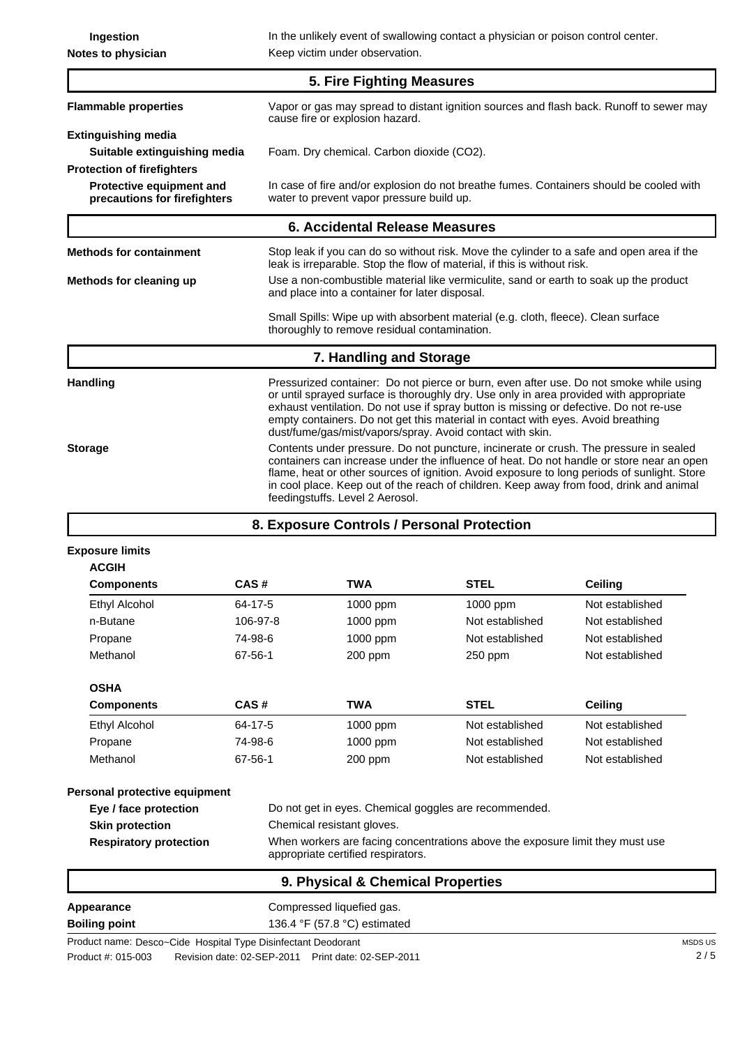**Ingestion** In the unlikely event of swallowing contact a physician or poison control center.

**Notes to physician** Keep victim under observation.

## 5. Fire Fighting Measures

**Flammable properties** Vapor or gas may spread to distant ignition sources and flash back. Runoff to sewer may cause fire or explosion hazard.

**Extinguishing media**

**Suitable extinguishing media** Foam. Dry chemical. Carbon dioxide ($CO_2$).

**Protection of firefighters**

**Protective equipment and precautions for firefighters** In case of fire and/or explosion do not breathe fumes. Containers should be cooled with water to prevent vapor pressure build up.

## 6. Accidental Release Measures

**Methods for containment** Stop leak if you can do so without risk. Move the cylinder to a safe and open area if the leak is irreparable. Stop the flow of material, if this is without risk.

**Methods for cleaning up** Use a non-combustible material like vermiculite, sand or earth to soak up the product and place into a container for later disposal.

Small Spills: Wipe up with absorbent material (e.g. cloth, fleece). Clean surface thoroughly to remove residual contamination.

## 7. Handling and Storage

**Handling** Pressurized container: Do not pierce or burn, even after use. Do not smoke while using or until sprayed surface is thoroughly dry. Use only in area provided with appropriate exhaust ventilation. Do not use if spray button is missing or defective. Do not re-use empty containers. Do not get this material in contact with eyes. Avoid breathing dust/fume/gas/mist/vapors/spray. Avoid contact with skin.

**Storage** Contents under pressure. Do not puncture, incinerate or crush. The pressure in sealed containers can increase under the influence of heat. Do not handle or store near an open flame, heat or other sources of ignition. Avoid exposure to long periods of sunlight. Store in cool place. Keep out of the reach of children. Keep away from food, drink and animal feedingstuffs. Level 2 Aerosol.

## 8. Exposure Controls / Personal Protection

**Exposure limits**

**ACGIH**

| Components | CAS # | TWA | STEL | Ceiling |
|---|---|---|---|---|
| Ethyl Alcohol | 64-17-5 | 1000 ppm | 1000 ppm | Not established |
| n-Butane | 106-97-8 | 1000 ppm | Not established | Not established |
| Propane | 74-98-6 | 1000 ppm | Not established | Not established |
| Methanol | 67-56-1 | 200 ppm | 250 ppm | Not established |

**OSHA**

| Components | CAS # | TWA | STEL | Ceiling |
|---|---|---|---|---|
| Ethyl Alcohol | 64-17-5 | 1000 ppm | Not established | Not established |
| Propane | 74-98-6 | 1000 ppm | Not established | Not established |
| Methanol | 67-56-1 | 200 ppm | Not established | Not established |

**Personal protective equipment**

**Eye / face protection** Do not get in eyes. Chemical goggles are recommended.

**Skin protection** Chemical resistant gloves.

**Respiratory protection** When workers are facing concentrations above the exposure limit they must use appropriate certified respirators.

## 9. Physical & Chemical Properties

**Appearance** Compressed liquefied gas.

**Boiling point** 136.4 °F (57.8 °C) estimated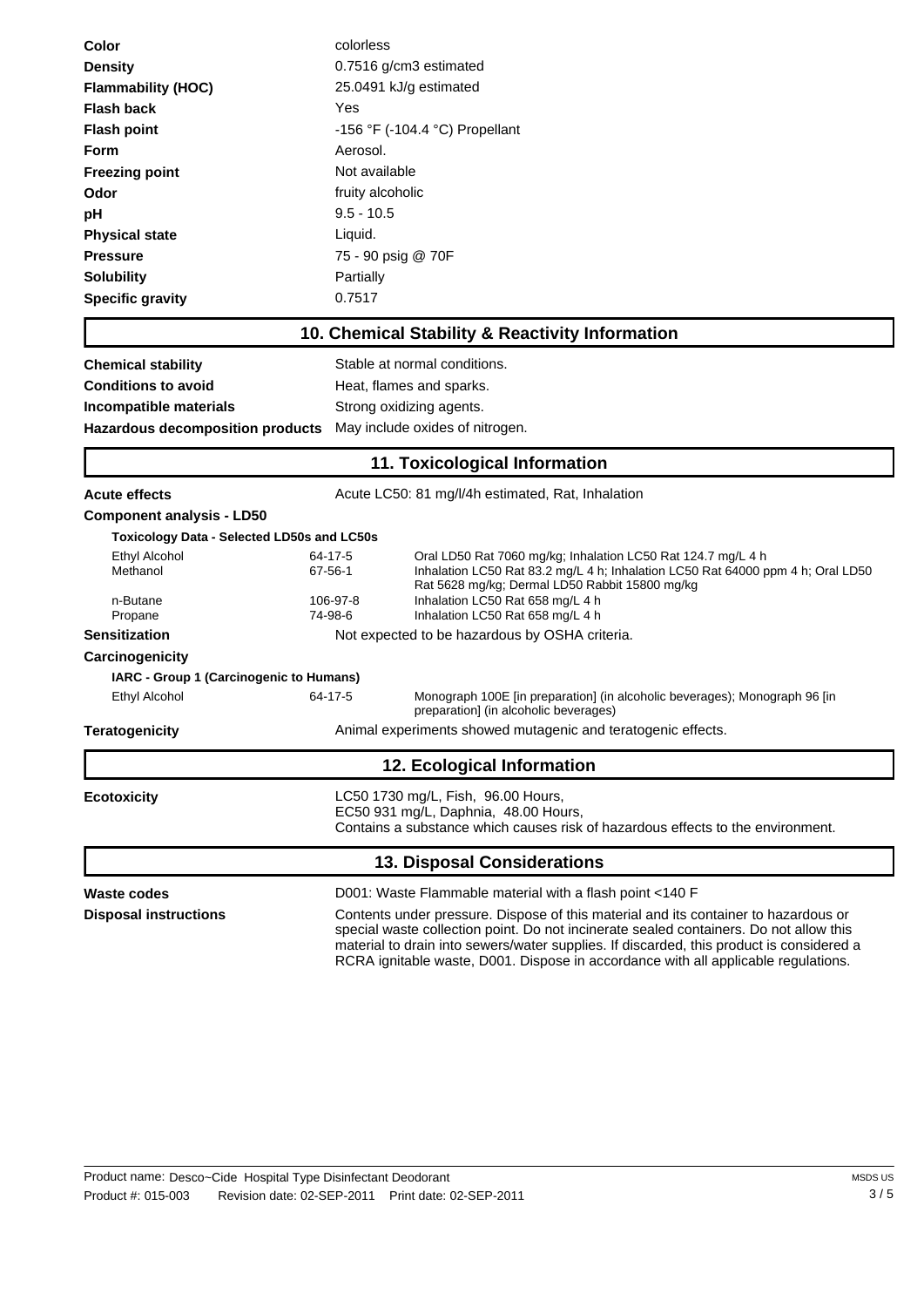| | |
|---|---|
| **Color** | colorless |
| **Density** | 0.7516 g/cm3 estimated |
| **Flammability (HOC)** | 25.0491 kJ/g estimated |
| **Flash back** | Yes |
| **Flash point** | -156 °F (-104.4 °C) Propellant |
| **Form** | Aerosol. |
| **Freezing point** | Not available |
| **Odor** | fruity alcoholic |
| **pH** | 9.5 - 10.5 |
| **Physical state** | Liquid. |
| **Pressure** | 75 - 90 psig @ 70F |
| **Solubility** | Partially |
| **Specific gravity** | 0.7517 |

## 10. Chemical Stability & Reactivity Information

| | |
|---|---|
| **Chemical stability** | Stable at normal conditions. |
| **Conditions to avoid** | Heat, flames and sparks. |
| **Incompatible materials** | Strong oxidizing agents. |
| **Hazardous decomposition products** | May include oxides of nitrogen. |

## 11. Toxicological Information

**Acute effects** — Acute LC50: 81 mg/l/4h estimated, Rat, Inhalation

**Component analysis - LD50**

**Toxicology Data - Selected LD50s and LC50s**

| | | |
|---|---|---|
| Ethyl Alcohol | 64-17-5 | Oral LD50 Rat 7060 mg/kg; Inhalation LC50 Rat 124.7 mg/L 4 h |
| Methanol | 67-56-1 | Inhalation LC50 Rat 83.2 mg/L 4 h; Inhalation LC50 Rat 64000 ppm 4 h; Oral LD50 Rat 5628 mg/kg; Dermal LD50 Rabbit 15800 mg/kg |
| n-Butane | 106-97-8 | Inhalation LC50 Rat 658 mg/L 4 h |
| Propane | 74-98-6 | Inhalation LC50 Rat 658 mg/L 4 h |

**Sensitization** — Not expected to be hazardous by OSHA criteria.

**Carcinogenicity**

**IARC - Group 1 (Carcinogenic to Humans)**

| | | |
|---|---|---|
| Ethyl Alcohol | 64-17-5 | Monograph 100E [in preparation] (in alcoholic beverages); Monograph 96 [in preparation] (in alcoholic beverages) |

**Teratogenicity** — Animal experiments showed mutagenic and teratogenic effects.

## 12. Ecological Information

**Ecotoxicity** — LC50 1730 mg/L, Fish, 96.00 Hours,
EC50 931 mg/L, Daphnia, 48.00 Hours,
Contains a substance which causes risk of hazardous effects to the environment.

## 13. Disposal Considerations

**Waste codes** — D001: Waste Flammable material with a flash point <140 F

**Disposal instructions** — Contents under pressure. Dispose of this material and its container to hazardous or special waste collection point. Do not incinerate sealed containers. Do not allow this material to drain into sewers/water supplies. If discarded, this product is considered a RCRA ignitable waste, D001. Dispose in accordance with all applicable regulations.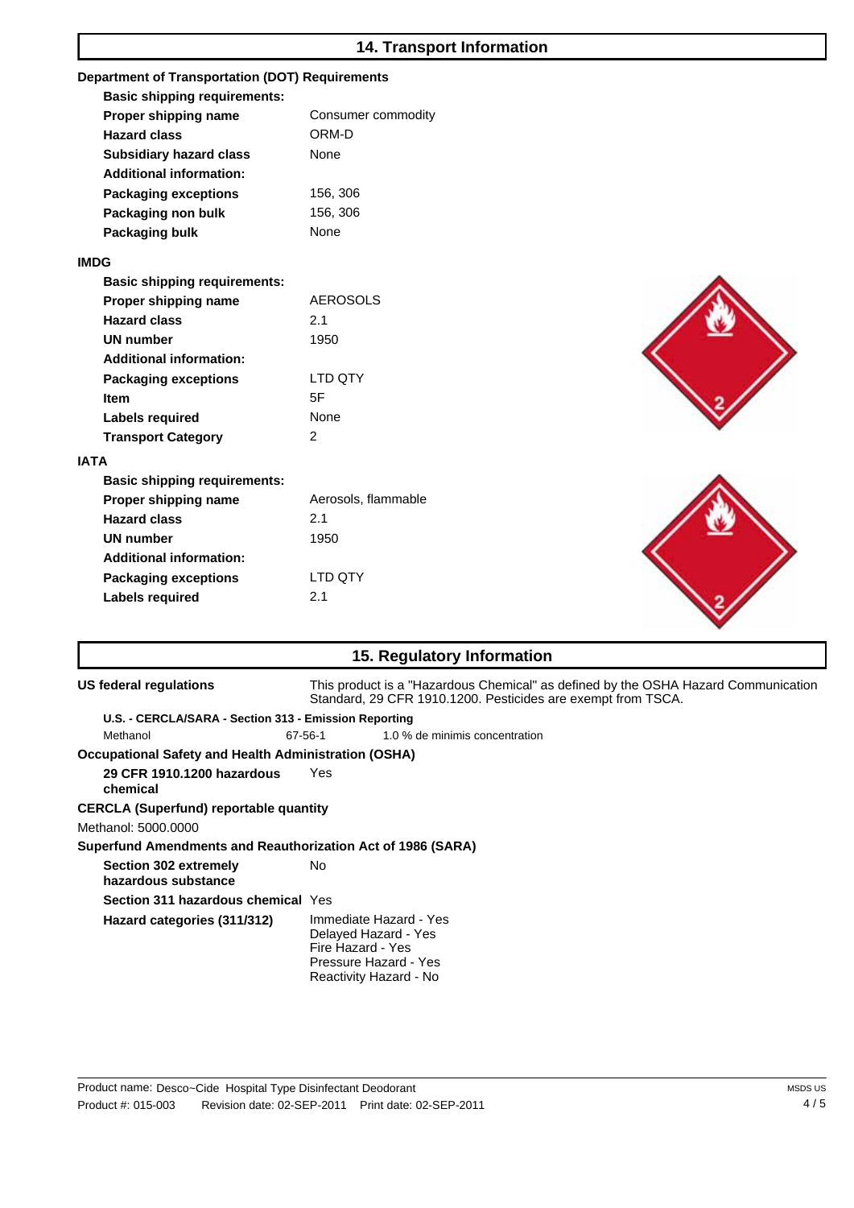## 14. Transport Information

### Department of Transportation (DOT) Requirements

**Basic shipping requirements:**

| | |
|---|---|
| **Proper shipping name** | Consumer commodity |
| **Hazard class** | ORM-D |
| **Subsidiary hazard class** | None |

**Additional information:**

| | |
|---|---|
| **Packaging exceptions** | 156, 306 |
| **Packaging non bulk** | 156, 306 |
| **Packaging bulk** | None |

### IMDG

**Basic shipping requirements:**

| | |
|---|---|
| **Proper shipping name** | AEROSOLS |
| **Hazard class** | 2.1 |
| **UN number** | 1950 |

**Additional information:**

| | |
|---|---|
| **Packaging exceptions** | LTD QTY |
| **Item** | 5F |
| **Labels required** | None |
| **Transport Category** | 2 |

### IATA

**Basic shipping requirements:**

| | |
|---|---|
| **Proper shipping name** | Aerosols, flammable |
| **Hazard class** | 2.1 |
| **UN number** | 1950 |

**Additional information:**

| | |
|---|---|
| **Packaging exceptions** | LTD QTY |
| **Labels required** | 2.1 |

## 15. Regulatory Information

**US federal regulations** This product is a "Hazardous Chemical" as defined by the OSHA Hazard Communication Standard, 29 CFR 1910.1200. Pesticides are exempt from TSCA.

**U.S. - CERCLA/SARA - Section 313 - Emission Reporting**

| | | |
|---|---|---|
| Methanol | 67-56-1 | 1.0 % de minimis concentration |

**Occupational Safety and Health Administration (OSHA)**

**29 CFR 1910.1200 hazardous chemical** Yes

**CERCLA (Superfund) reportable quantity**

Methanol: 5000.0000

**Superfund Amendments and Reauthorization Act of 1986 (SARA)**

| | |
|---|---|
| **Section 302 extremely hazardous substance** | No |
| **Section 311 hazardous chemical** | Yes |
| **Hazard categories (311/312)** | Immediate Hazard - Yes<br>Delayed Hazard - Yes<br>Fire Hazard - Yes<br>Pressure Hazard - Yes<br>Reactivity Hazard - No |

Product name: Desco~Cide Hospital Type Disinfectant Deodorant
Product #: 015-003 Revision date: 02-SEP-2011 Print date: 02-SEP-2011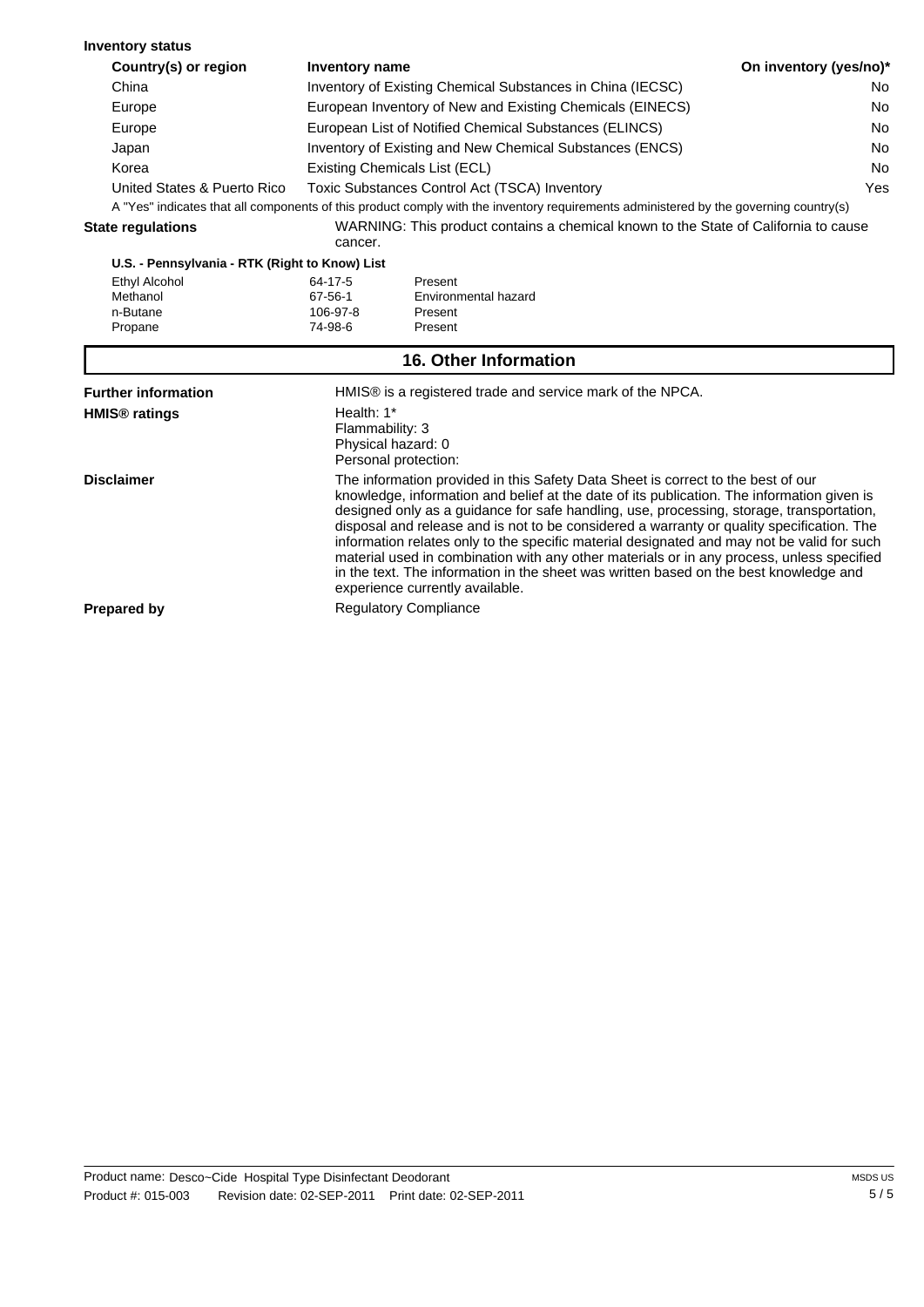**Inventory status**

| Country(s) or region | Inventory name | On inventory (yes/no)* |
| --- | --- | --- |
| China | Inventory of Existing Chemical Substances in China (IECSC) | No |
| Europe | European Inventory of New and Existing Chemicals (EINECS) | No |
| Europe | European List of Notified Chemical Substances (ELINCS) | No |
| Japan | Inventory of Existing and New Chemical Substances (ENCS) | No |
| Korea | Existing Chemicals List (ECL) | No |
| United States & Puerto Rico | Toxic Substances Control Act (TSCA) Inventory | Yes |

A "Yes" indicates that all components of this product comply with the inventory requirements administered by the governing country(s)

**State regulations** WARNING: This product contains a chemical known to the State of California to cause cancer.

**U.S. - Pennsylvania - RTK (Right to Know) List**

| | | |
| --- | --- | --- |
| Ethyl Alcohol | 64-17-5 | Present |
| Methanol | 67-56-1 | Environmental hazard |
| n-Butane | 106-97-8 | Present |
| Propane | 74-98-6 | Present |

## 16. Other Information

**Further information** HMIS® is a registered trade and service mark of the NPCA.

**HMIS® ratings**
Health: 1*
Flammability: 3
Physical hazard: 0
Personal protection:

**Disclaimer** The information provided in this Safety Data Sheet is correct to the best of our knowledge, information and belief at the date of its publication. The information given is designed only as a guidance for safe handling, use, processing, storage, transportation, disposal and release and is not to be considered a warranty or quality specification. The information relates only to the specific material designated and may not be valid for such material used in combination with any other materials or in any process, unless specified in the text. The information in the sheet was written based on the best knowledge and experience currently available.

**Prepared by** Regulatory Compliance